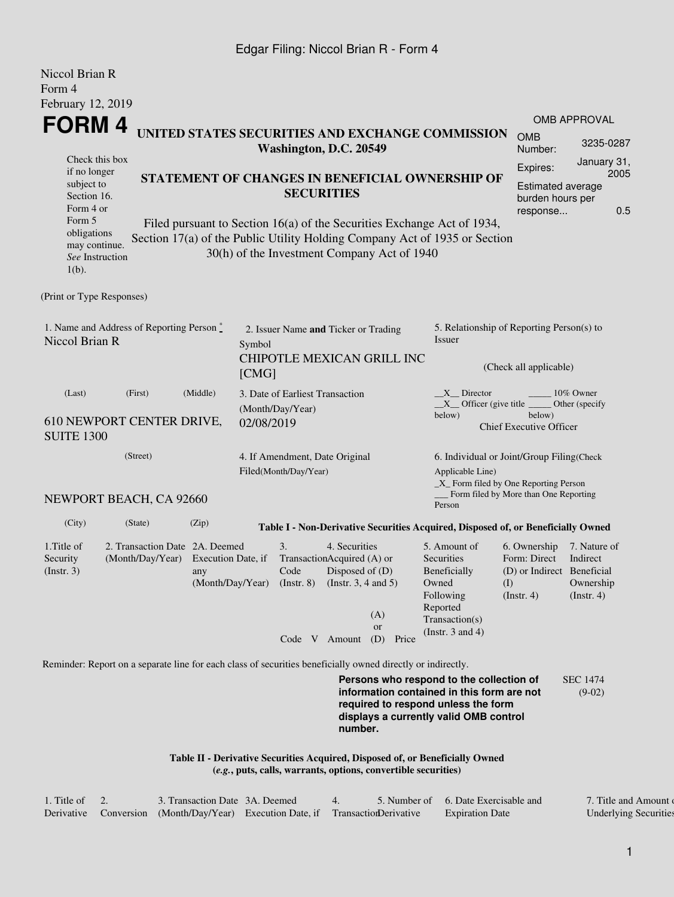Niccol Brian R
Form 4
February 12, 2019

# FORM 4

**UNITED STATES SECURITIES AND EXCHANGE COMMISSION**
**Washington, D.C. 20549**

| OMB APPROVAL | |
|---|---|
| OMB Number: | 3235-0287 |
| Expires: | January 31, 2005 |
| Estimated average burden hours per response... | 0.5 |

Check this box if no longer subject to Section 16. Form 4 or Form 5 obligations may continue. *See* Instruction 1(b).

**STATEMENT OF CHANGES IN BENEFICIAL OWNERSHIP OF SECURITIES**

Filed pursuant to Section 16(a) of the Securities Exchange Act of 1934, Section 17(a) of the Public Utility Holding Company Act of 1935 or Section 30(h) of the Investment Company Act of 1940

(Print or Type Responses)

1. Name and Address of Reporting Person *
Niccol Brian R

(Last) (First) (Middle)

610 NEWPORT CENTER DRIVE, SUITE 1300

(Street)

NEWPORT BEACH, CA 92660

(City) (State) (Zip)

2. Issuer Name **and** Ticker or Trading Symbol
CHIPOTLE MEXICAN GRILL INC [CMG]

3. Date of Earliest Transaction (Month/Day/Year)
02/08/2019

4. If Amendment, Date Original Filed(Month/Day/Year)

5. Relationship of Reporting Person(s) to Issuer

(Check all applicable)

\_\_X\_\_ Director \_\_\_\_\_ 10% Owner
\_\_X\_\_ Officer (give title below) \_\_\_\_\_ Other (specify below)
Chief Executive Officer

6. Individual or Joint/Group Filing(Check Applicable Line)
\_X\_ Form filed by One Reporting Person
\_\_\_ Form filed by More than One Reporting Person

**Table I - Non-Derivative Securities Acquired, Disposed of, or Beneficially Owned**

| 1.Title of Security (Instr. 3) | 2. Transaction Date (Month/Day/Year) | 2A. Deemed Execution Date, if any (Month/Day/Year) | 3. Transaction Code (Instr. 8) | | 4. Securities Acquired (A) or Disposed of (D) (Instr. 3, 4 and 5) | | | 5. Amount of Securities Beneficially Owned Following Reported Transaction(s) (Instr. 3 and 4) | 6. Ownership Form: Direct (D) or Indirect (I) (Instr. 4) | 7. Nature of Indirect Beneficial Ownership (Instr. 4) |
|---|---|---|---|---|---|---|---|---|---|---|
| | | | Code | V | Amount | (A) or (D) | Price | | | |

Reminder: Report on a separate line for each class of securities beneficially owned directly or indirectly.

**Persons who respond to the collection of information contained in this form are not required to respond unless the form displays a currently valid OMB control number.**

SEC 1474 (9-02)

**Table II - Derivative Securities Acquired, Disposed of, or Beneficially Owned**
**(*e.g.*, puts, calls, warrants, options, convertible securities)**

| 1. Title of Derivative | 2. Conversion | 3. Transaction Date (Month/Day/Year) | 3A. Deemed Execution Date, if | 4. Transaction | 5. Number of Derivative | 6. Date Exercisable and Expiration Date | 7. Title and Amount of Underlying Securities |
|---|---|---|---|---|---|---|---|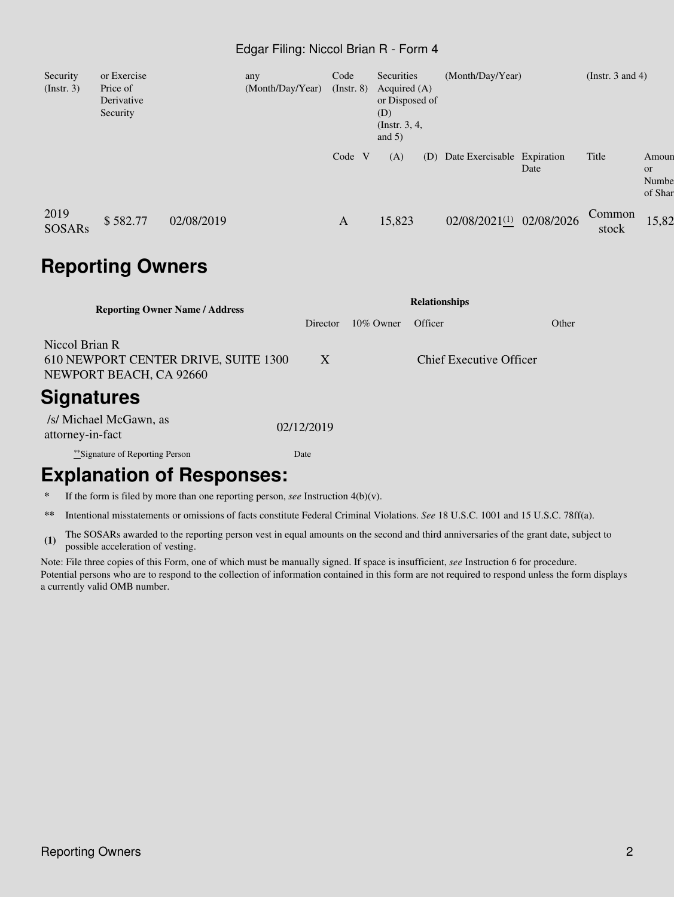| Security (Instr. 3) | or Exercise Price of Derivative Security | | any (Month/Day/Year) | Code (Instr. 8) | | Securities Acquired (A) or Disposed of (D) (Instr. 3, 4, and 5) | | (Month/Day/Year) | | (Instr. 3 and 4) | |
|---|---|---|---|---|---|---|---|---|---|---|---|
| | | | | Code | V | (A) | (D) | Date Exercisable | Expiration Date | Title | Amount or Number of Shares |
| 2019 SOSARs | $ 582.77 | 02/08/2019 | | A | | 15,823 | | 02/08/2021 (1) | 02/08/2026 | Common stock | 15,823 |

# Reporting Owners

| Reporting Owner Name / Address | Relationships | | | |
|---|---|---|---|---|
| | Director | 10% Owner | Officer | Other |
| Niccol Brian R<br>610 NEWPORT CENTER DRIVE, SUITE 1300<br>NEWPORT BEACH, CA 92660 | X | | Chief Executive Officer | |

# Signatures

| | |
|---|---|
| /s/ Michael McGawn, as attorney-in-fact | 02/12/2019 |
| **Signature of Reporting Person | Date |

# Explanation of Responses:

\* If the form is filed by more than one reporting person, *see* Instruction 4(b)(v).

** Intentional misstatements or omissions of facts constitute Federal Criminal Violations. *See* 18 U.S.C. 1001 and 15 U.S.C. 78ff(a).

**(1)** The SOSARs awarded to the reporting person vest in equal amounts on the second and third anniversaries of the grant date, subject to possible acceleration of vesting.

Note: File three copies of this Form, one of which must be manually signed. If space is insufficient, *see* Instruction 6 for procedure.
Potential persons who are to respond to the collection of information contained in this form are not required to respond unless the form displays a currently valid OMB number.